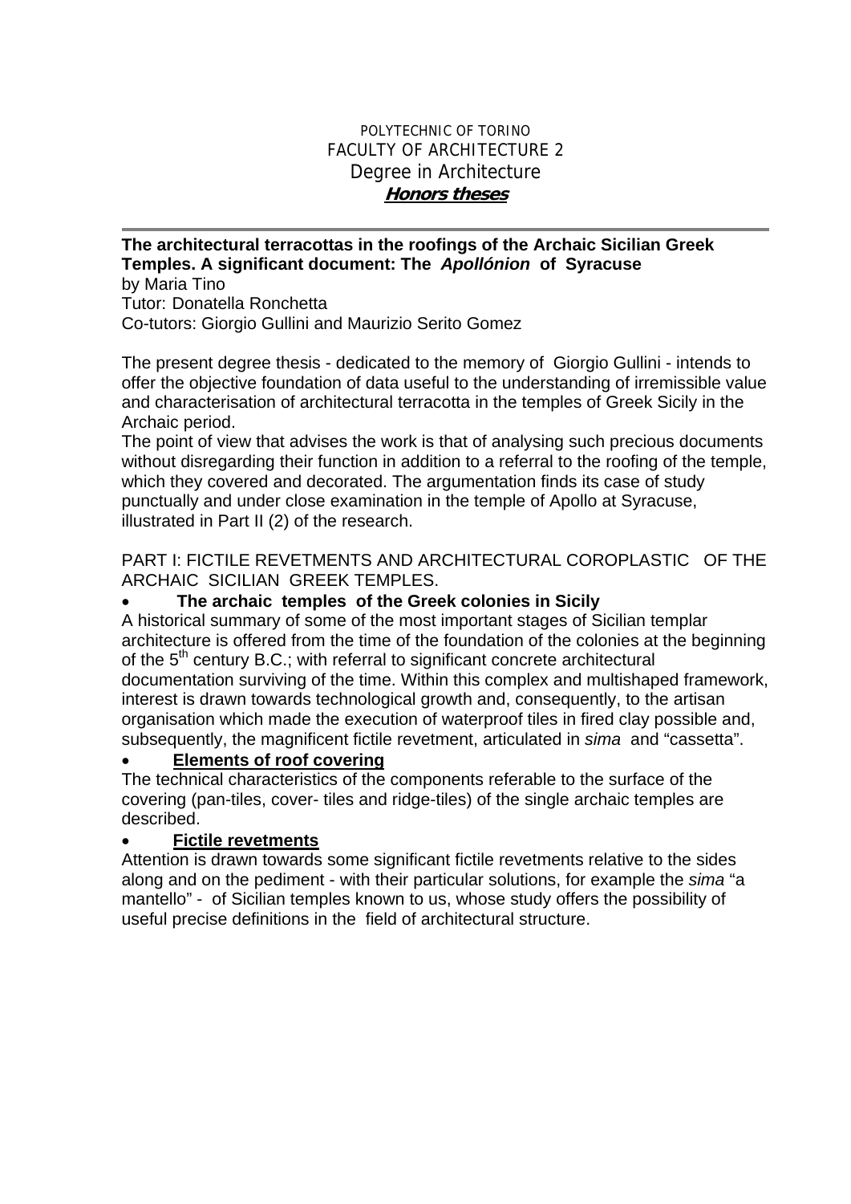POLYTECHNIC OF TORINO
FACULTY OF ARCHITECTURE 2
Degree in Architecture
**Honors theses**

---

**The architectural terracottas in the roofings of the Archaic Sicilian Greek Temples. A significant document: The *Apollónion* of Syracuse**
by Maria Tino
Tutor: Donatella Ronchetta
Co-tutors: Giorgio Gullini and Maurizio Serito Gomez

The present degree thesis - dedicated to the memory of Giorgio Gullini - intends to offer the objective foundation of data useful to the understanding of irremissible value and characterisation of architectural terracotta in the temples of Greek Sicily in the Archaic period.
The point of view that advises the work is that of analysing such precious documents without disregarding their function in addition to a referral to the roofing of the temple, which they covered and decorated. The argumentation finds its case of study punctually and under close examination in the temple of Apollo at Syracuse, illustrated in Part II (2) of the research.

PART I: FICTILE REVETMENTS AND ARCHITECTURAL COROPLASTIC OF THE ARCHAIC SICILIAN GREEK TEMPLES.

- **The archaic temples of the Greek colonies in Sicily**

A historical summary of some of the most important stages of Sicilian templar architecture is offered from the time of the foundation of the colonies at the beginning of the 5th century B.C.; with referral to significant concrete architectural documentation surviving of the time. Within this complex and multishaped framework, interest is drawn towards technological growth and, consequently, to the artisan organisation which made the execution of waterproof tiles in fired clay possible and, subsequently, the magnificent fictile revetment, articulated in *sima* and "cassetta".

- **Elements of roof covering**

The technical characteristics of the components referable to the surface of the covering (pan-tiles, cover- tiles and ridge-tiles) of the single archaic temples are described.

- **Fictile revetments**

Attention is drawn towards some significant fictile revetments relative to the sides along and on the pediment - with their particular solutions, for example the *sima* "a mantello" - of Sicilian temples known to us, whose study offers the possibility of useful precise definitions in the field of architectural structure.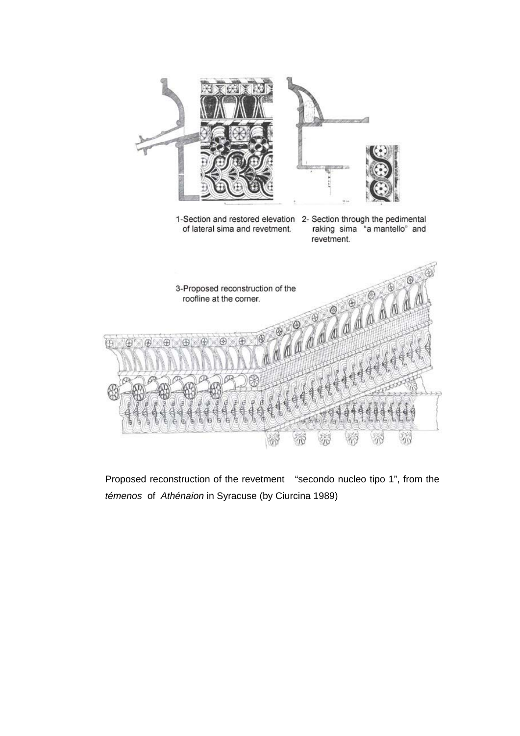1-Section and restored elevation of lateral sima and revetment.

2- Section through the pedimental raking sima "a mantello" and revetment.

3-Proposed reconstruction of the roofline at the corner.

Proposed reconstruction of the revetment "secondo nucleo tipo 1", from the *témenos* of *Athénaion* in Syracuse (by Ciurcina 1989)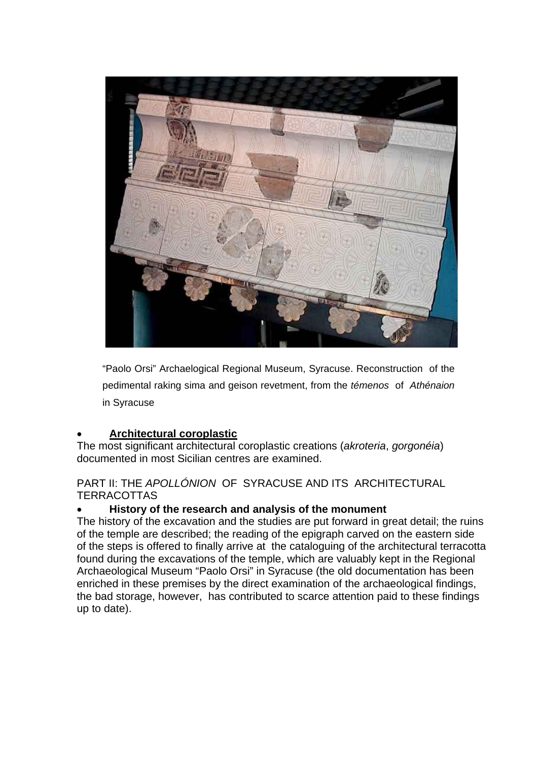“Paolo Orsi” Archaelogical Regional Museum, Syracuse. Reconstruction of the pedimental raking sima and geison revetment, from the *témenos* of *Athénaion* in Syracuse

- **Architectural coroplastic**

The most significant architectural coroplastic creations (*akroteria*, *gorgonéia*) documented in most Sicilian centres are examined.

PART II: THE *APOLLÓNION* OF SYRACUSE AND ITS ARCHITECTURAL TERRACOTTAS

- **History of the research and analysis of the monument**

The history of the excavation and the studies are put forward in great detail; the ruins of the temple are described; the reading of the epigraph carved on the eastern side of the steps is offered to finally arrive at the cataloguing of the architectural terracotta found during the excavations of the temple, which are valuably kept in the Regional Archaeological Museum “Paolo Orsi” in Syracuse (the old documentation has been enriched in these premises by the direct examination of the archaeological findings, the bad storage, however, has contributed to scarce attention paid to these findings up to date).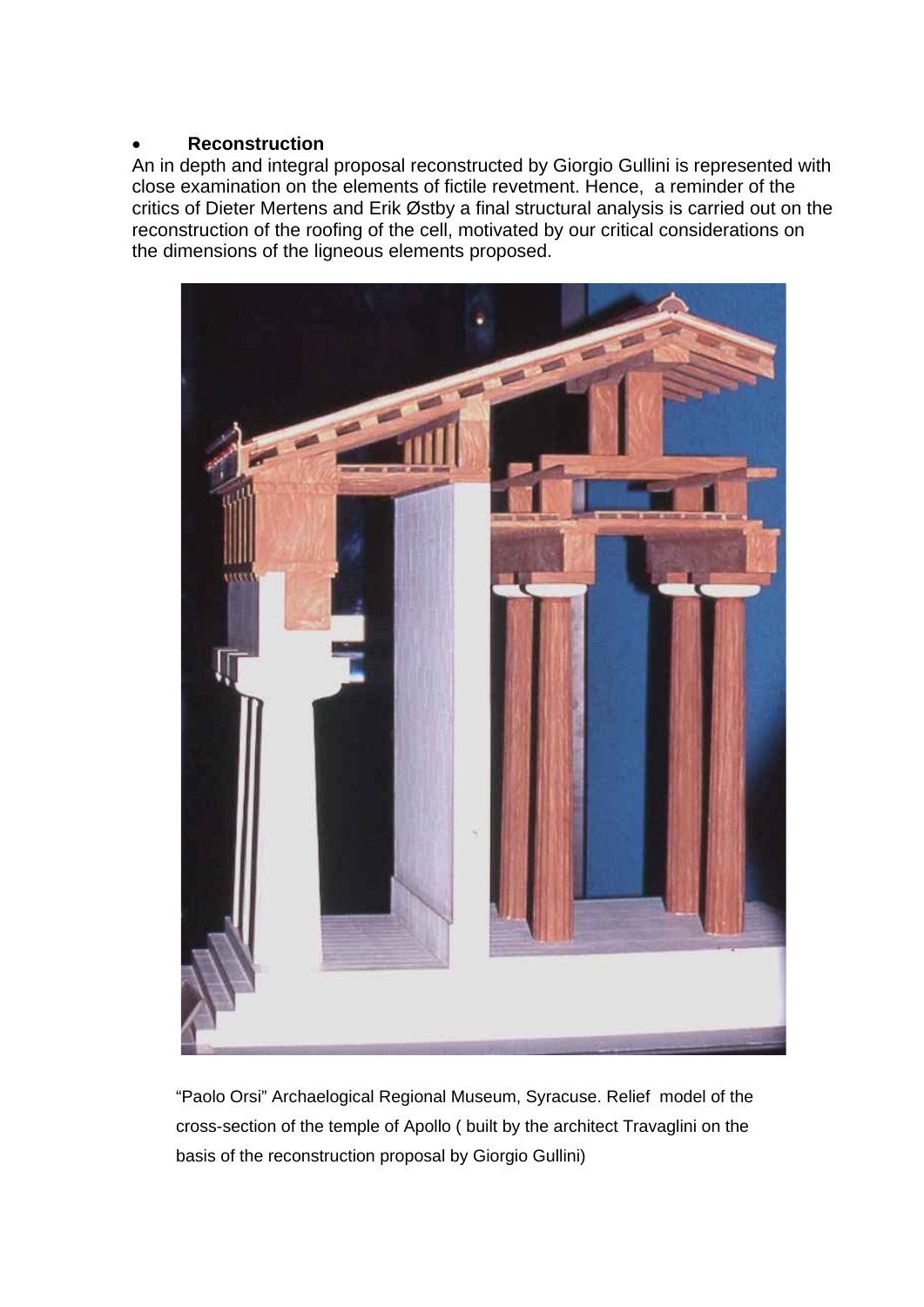- **Reconstruction**

An in depth and integral proposal reconstructed by Giorgio Gullini is represented with close examination on the elements of fictile revetment. Hence, a reminder of the critics of Dieter Mertens and Erik Østby a final structural analysis is carried out on the reconstruction of the roofing of the cell, motivated by our critical considerations on the dimensions of the ligneous elements proposed.

“Paolo Orsi” Archaelogical Regional Museum, Syracuse. Relief model of the cross-section of the temple of Apollo ( built by the architect Travaglini on the basis of the reconstruction proposal by Giorgio Gullini)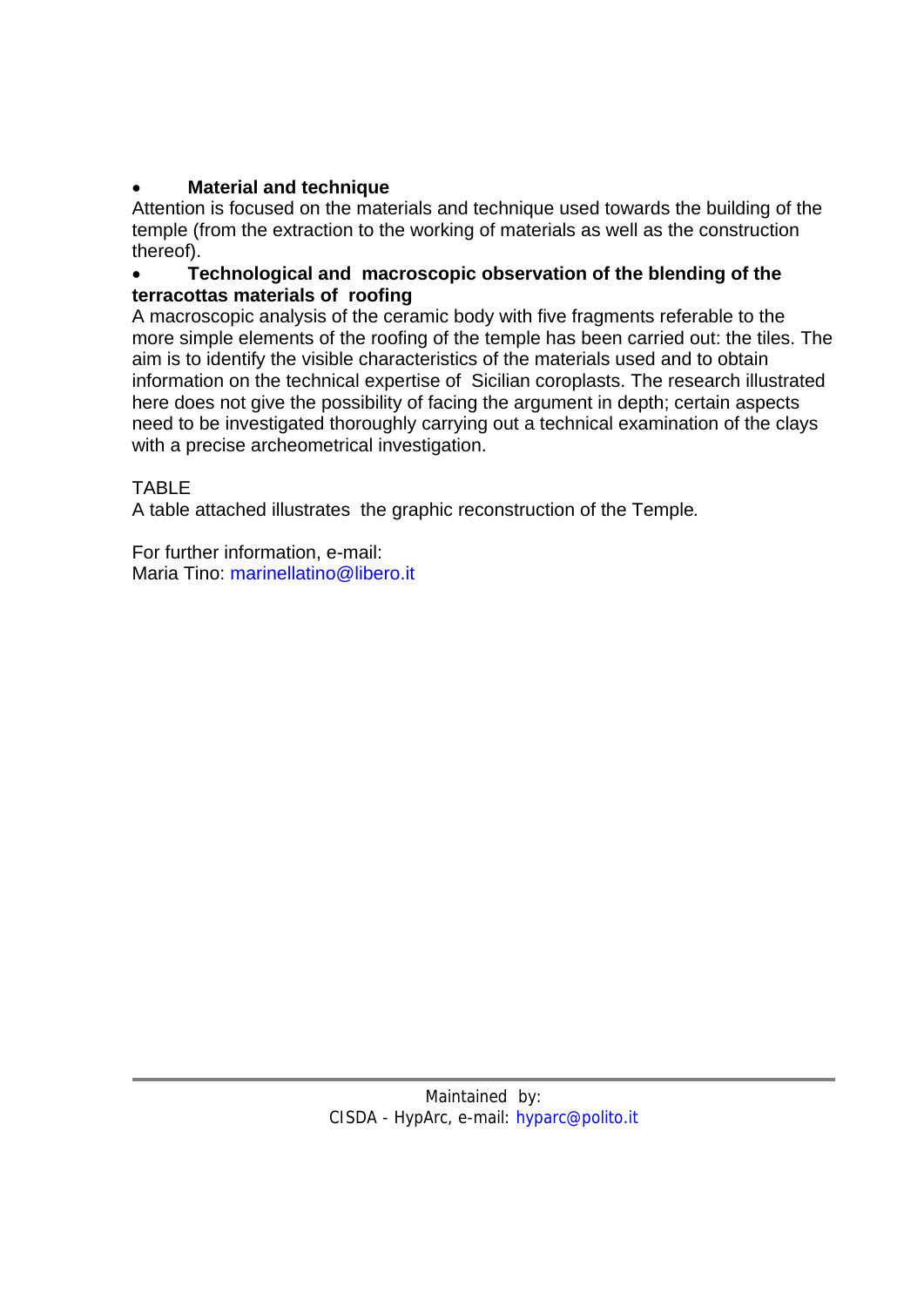- **Material and technique**

Attention is focused on the materials and technique used towards the building of the temple (from the extraction to the working of materials as well as the construction thereof).

- **Technological and macroscopic observation of the blending of the terracottas materials of roofing**

A macroscopic analysis of the ceramic body with five fragments referable to the more simple elements of the roofing of the temple has been carried out: the tiles. The aim is to identify the visible characteristics of the materials used and to obtain information on the technical expertise of Sicilian coroplasts. The research illustrated here does not give the possibility of facing the argument in depth; certain aspects need to be investigated thoroughly carrying out a technical examination of the clays with a precise archeometrical investigation.

TABLE

A table attached illustrates the graphic reconstruction of the Temple.

For further information, e-mail:
Maria Tino: marinellatino@libero.it

Maintained by:
CISDA - HypArc, e-mail: hyparc@polito.it